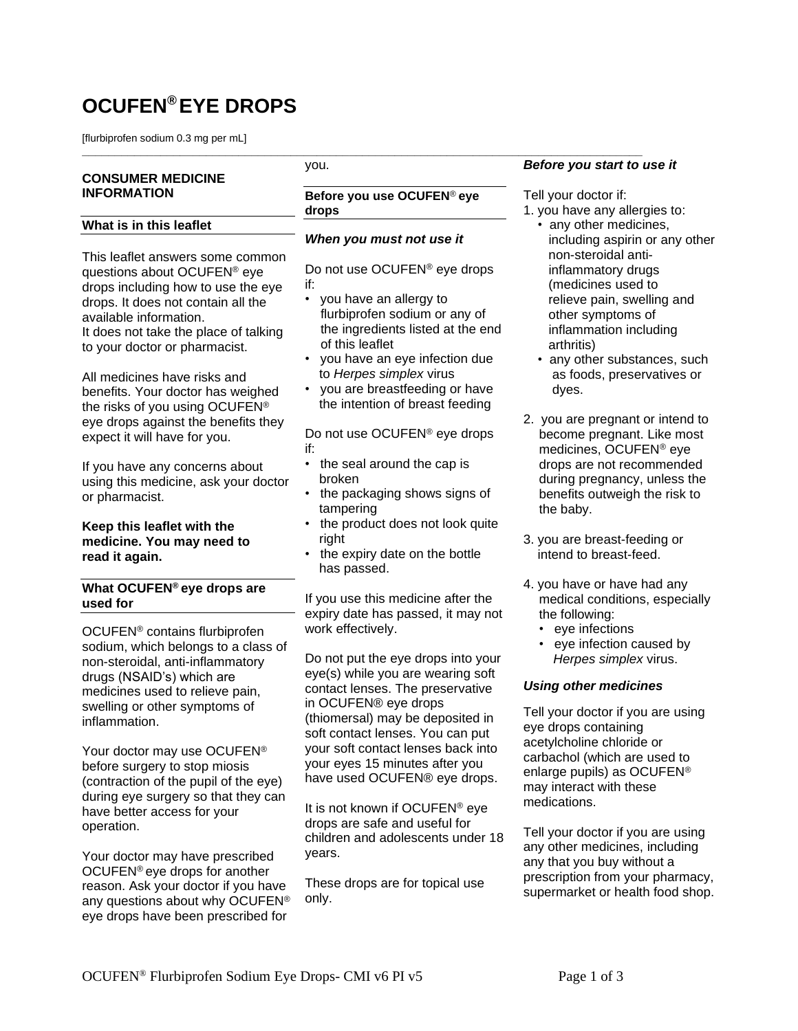# OCUFEN® EYE DROPS

[flurbiprofen sodium 0.3 mg per mL]

## CONSUMER MEDICINE INFORMATION

### What is in this leaflet

This leaflet answers some common questions about OCUFEN® eye drops including how to use the eye drops. It does not contain all the available information.
It does not take the place of talking to your doctor or pharmacist.

All medicines have risks and benefits. Your doctor has weighed the risks of you using OCUFEN® eye drops against the benefits they expect it will have for you.

If you have any concerns about using this medicine, ask your doctor or pharmacist.

**Keep this leaflet with the medicine. You may need to read it again.**

### What OCUFEN® eye drops are used for

OCUFEN® contains flurbiprofen sodium, which belongs to a class of non-steroidal, anti-inflammatory drugs (NSAID's) which are medicines used to relieve pain, swelling or other symptoms of inflammation.

Your doctor may use OCUFEN® before surgery to stop miosis (contraction of the pupil of the eye) during eye surgery so that they can have better access for your operation.

Your doctor may have prescribed OCUFEN® eye drops for another reason. Ask your doctor if you have any questions about why OCUFEN® eye drops have been prescribed for you.

### Before you use OCUFEN® eye drops

#### *When you must not use it*

Do not use OCUFEN® eye drops if:

- you have an allergy to flurbiprofen sodium or any of the ingredients listed at the end of this leaflet
- you have an eye infection due to *Herpes simplex* virus
- you are breastfeeding or have the intention of breast feeding

Do not use OCUFEN® eye drops if:

- the seal around the cap is broken
- the packaging shows signs of tampering
- the product does not look quite right
- the expiry date on the bottle has passed.

If you use this medicine after the expiry date has passed, it may not work effectively.

Do not put the eye drops into your eye(s) while you are wearing soft contact lenses. The preservative in OCUFEN® eye drops (thiomersal) may be deposited in soft contact lenses. You can put your soft contact lenses back into your eyes 15 minutes after you have used OCUFEN® eye drops.

It is not known if OCUFEN® eye drops are safe and useful for children and adolescents under 18 years.

These drops are for topical use only.

#### *Before you start to use it*

Tell your doctor if:

1. you have any allergies to:
   - any other medicines, including aspirin or any other non-steroidal anti-inflammatory drugs (medicines used to relieve pain, swelling and other symptoms of inflammation including arthritis)
   - any other substances, such as foods, preservatives or dyes.
2. you are pregnant or intend to become pregnant. Like most medicines, OCUFEN® eye drops are not recommended during pregnancy, unless the benefits outweigh the risk to the baby.
3. you are breast-feeding or intend to breast-feed.
4. you have or have had any medical conditions, especially the following:
   - eye infections
   - eye infection caused by *Herpes simplex* virus.

#### *Using other medicines*

Tell your doctor if you are using eye drops containing acetylcholine chloride or carbachol (which are used to enlarge pupils) as OCUFEN® may interact with these medications.

Tell your doctor if you are using any other medicines, including any that you buy without a prescription from your pharmacy, supermarket or health food shop.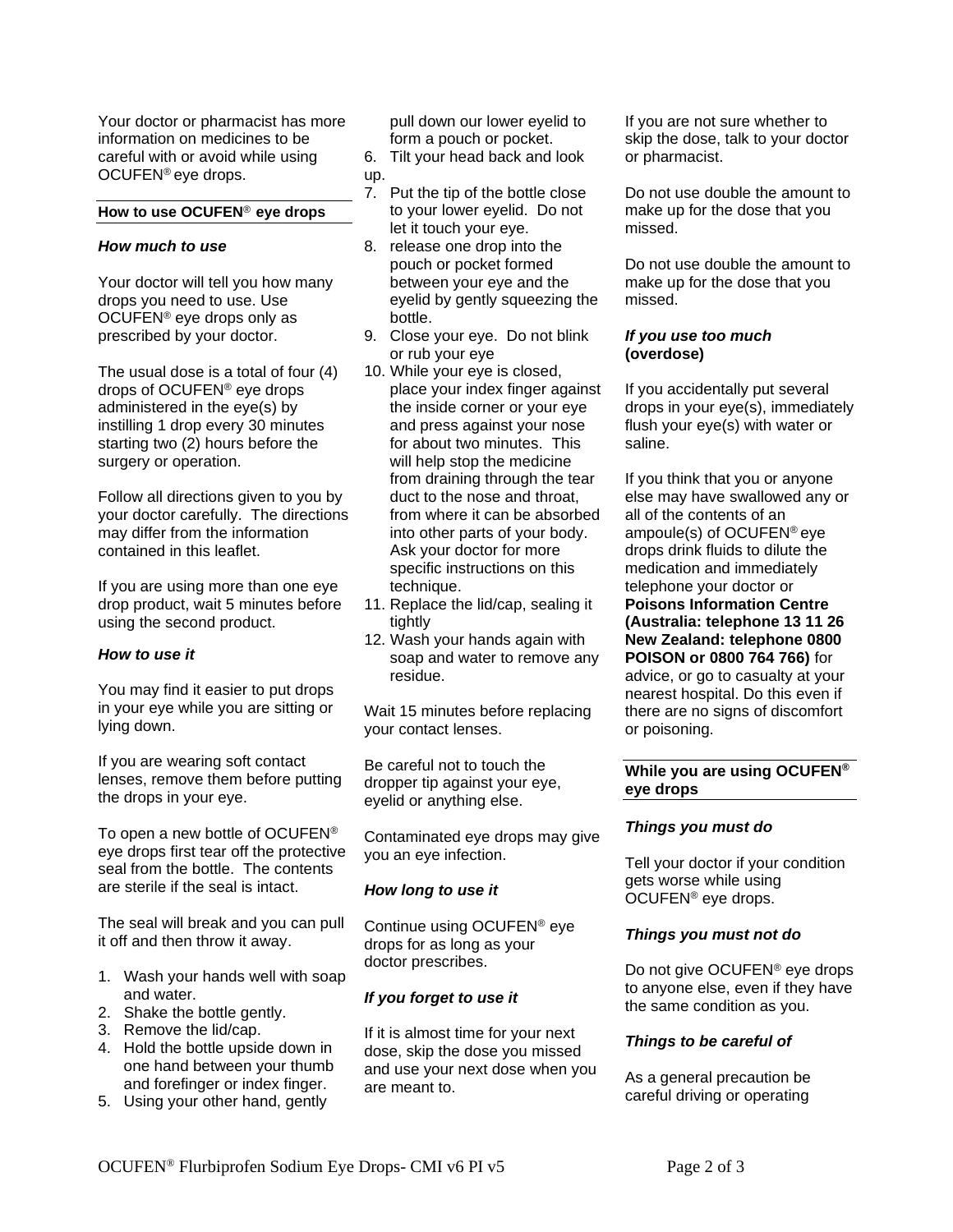Your doctor or pharmacist has more information on medicines to be careful with or avoid while using OCUFEN® eye drops.

## How to use OCUFEN® eye drops

### *How much to use*

Your doctor will tell you how many drops you need to use. Use OCUFEN® eye drops only as prescribed by your doctor.

The usual dose is a total of four (4) drops of OCUFEN® eye drops administered in the eye(s) by instilling 1 drop every 30 minutes starting two (2) hours before the surgery or operation.

Follow all directions given to you by your doctor carefully. The directions may differ from the information contained in this leaflet.

If you are using more than one eye drop product, wait 5 minutes before using the second product.

### *How to use it*

You may find it easier to put drops in your eye while you are sitting or lying down.

If you are wearing soft contact lenses, remove them before putting the drops in your eye.

To open a new bottle of OCUFEN® eye drops first tear off the protective seal from the bottle. The contents are sterile if the seal is intact.

The seal will break and you can pull it off and then throw it away.

1. Wash your hands well with soap and water.
2. Shake the bottle gently.
3. Remove the lid/cap.
4. Hold the bottle upside down in one hand between your thumb and forefinger or index finger.
5. Using your other hand, gently pull down our lower eyelid to form a pouch or pocket.
6. Tilt your head back and look up.
7. Put the tip of the bottle close to your lower eyelid. Do not let it touch your eye.
8. release one drop into the pouch or pocket formed between your eye and the eyelid by gently squeezing the bottle.
9. Close your eye. Do not blink or rub your eye
10. While your eye is closed, place your index finger against the inside corner or your eye and press against your nose for about two minutes. This will help stop the medicine from draining through the tear duct to the nose and throat, from where it can be absorbed into other parts of your body. Ask your doctor for more specific instructions on this technique.
11. Replace the lid/cap, sealing it tightly
12. Wash your hands again with soap and water to remove any residue.

Wait 15 minutes before replacing your contact lenses.

Be careful not to touch the dropper tip against your eye, eyelid or anything else.

Contaminated eye drops may give you an eye infection.

### *How long to use it*

Continue using OCUFEN® eye drops for as long as your doctor prescribes.

### *If you forget to use it*

If it is almost time for your next dose, skip the dose you missed and use your next dose when you are meant to.

If you are not sure whether to skip the dose, talk to your doctor or pharmacist.

Do not use double the amount to make up for the dose that you missed.

Do not use double the amount to make up for the dose that you missed.

### *If you use too much* **(overdose)**

If you accidentally put several drops in your eye(s), immediately flush your eye(s) with water or saline.

If you think that you or anyone else may have swallowed any or all of the contents of an ampoule(s) of OCUFEN® eye drops drink fluids to dilute the medication and immediately telephone your doctor or **Poisons Information Centre (Australia: telephone 13 11 26 New Zealand: telephone 0800 POISON or 0800 764 766)** for advice, or go to casualty at your nearest hospital. Do this even if there are no signs of discomfort or poisoning.

## While you are using OCUFEN® eye drops

### *Things you must do*

Tell your doctor if your condition gets worse while using OCUFEN® eye drops.

### *Things you must not do*

Do not give OCUFEN® eye drops to anyone else, even if they have the same condition as you.

### *Things to be careful of*

As a general precaution be careful driving or operating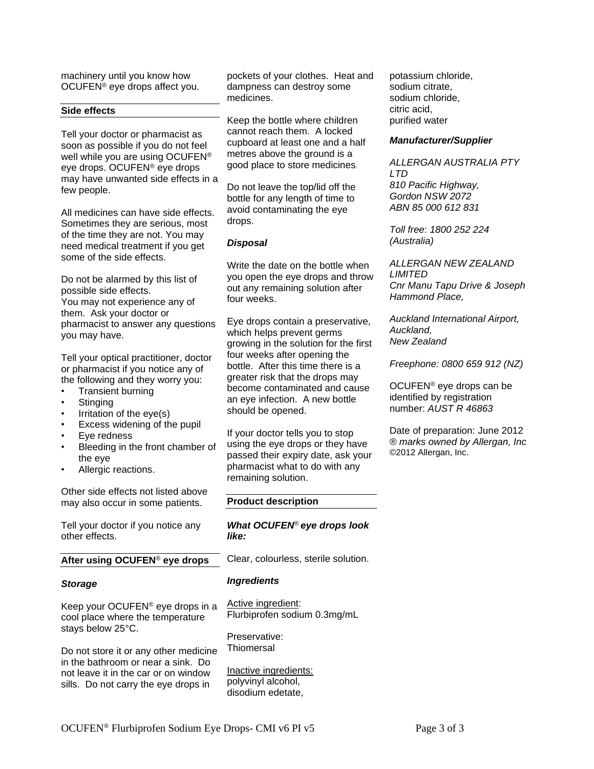machinery until you know how OCUFEN® eye drops affect you.

## Side effects

Tell your doctor or pharmacist as soon as possible if you do not feel well while you are using OCUFEN® eye drops. OCUFEN® eye drops may have unwanted side effects in a few people.

All medicines can have side effects. Sometimes they are serious, most of the time they are not. You may need medical treatment if you get some of the side effects.

Do not be alarmed by this list of possible side effects.
You may not experience any of them. Ask your doctor or pharmacist to answer any questions you may have.

Tell your optical practitioner, doctor or pharmacist if you notice any of the following and they worry you:

- Transient burning
- Stinging
- Irritation of the eye(s)
- Excess widening of the pupil
- Eye redness
- Bleeding in the front chamber of the eye
- Allergic reactions.

Other side effects not listed above may also occur in some patients.

Tell your doctor if you notice any other effects.

## After using OCUFEN® eye drops

### *Storage*

Keep your OCUFEN® eye drops in a cool place where the temperature stays below 25°C.

Do not store it or any other medicine in the bathroom or near a sink. Do not leave it in the car or on window sills. Do not carry the eye drops in pockets of your clothes. Heat and dampness can destroy some medicines.

Keep the bottle where children cannot reach them. A locked cupboard at least one and a half metres above the ground is a good place to store medicines.

Do not leave the top/lid off the bottle for any length of time to avoid contaminating the eye drops.

### *Disposal*

Write the date on the bottle when you open the eye drops and throw out any remaining solution after four weeks.

Eye drops contain a preservative, which helps prevent germs growing in the solution for the first four weeks after opening the bottle. After this time there is a greater risk that the drops may become contaminated and cause an eye infection. A new bottle should be opened.

If your doctor tells you to stop using the eye drops or they have passed their expiry date, ask your pharmacist what to do with any remaining solution.

## Product description

### *What OCUFEN® eye drops look like:*

Clear, colourless, sterile solution.

### *Ingredients*

Active ingredient:
Flurbiprofen sodium 0.3mg/mL

Preservative:
Thiomersal

Inactive ingredients:
polyvinyl alcohol,
disodium edetate,
potassium chloride,
sodium citrate,
sodium chloride,
citric acid,
purified water

### *Manufacturer/Supplier*

*ALLERGAN AUSTRALIA PTY LTD*
*810 Pacific Highway,*
*Gordon NSW 2072*
*ABN 85 000 612 831*

*Toll free: 1800 252 224 (Australia)*

*ALLERGAN NEW ZEALAND LIMITED*
*Cnr Manu Tapu Drive & Joseph Hammond Place,*

*Auckland International Airport, Auckland,*
*New Zealand*

*Freephone: 0800 659 912 (NZ)*

OCUFEN® eye drops can be identified by registration number: *AUST R 46863*

Date of preparation: June 2012
*® marks owned by Allergan, Inc*
©2012 Allergan, Inc.